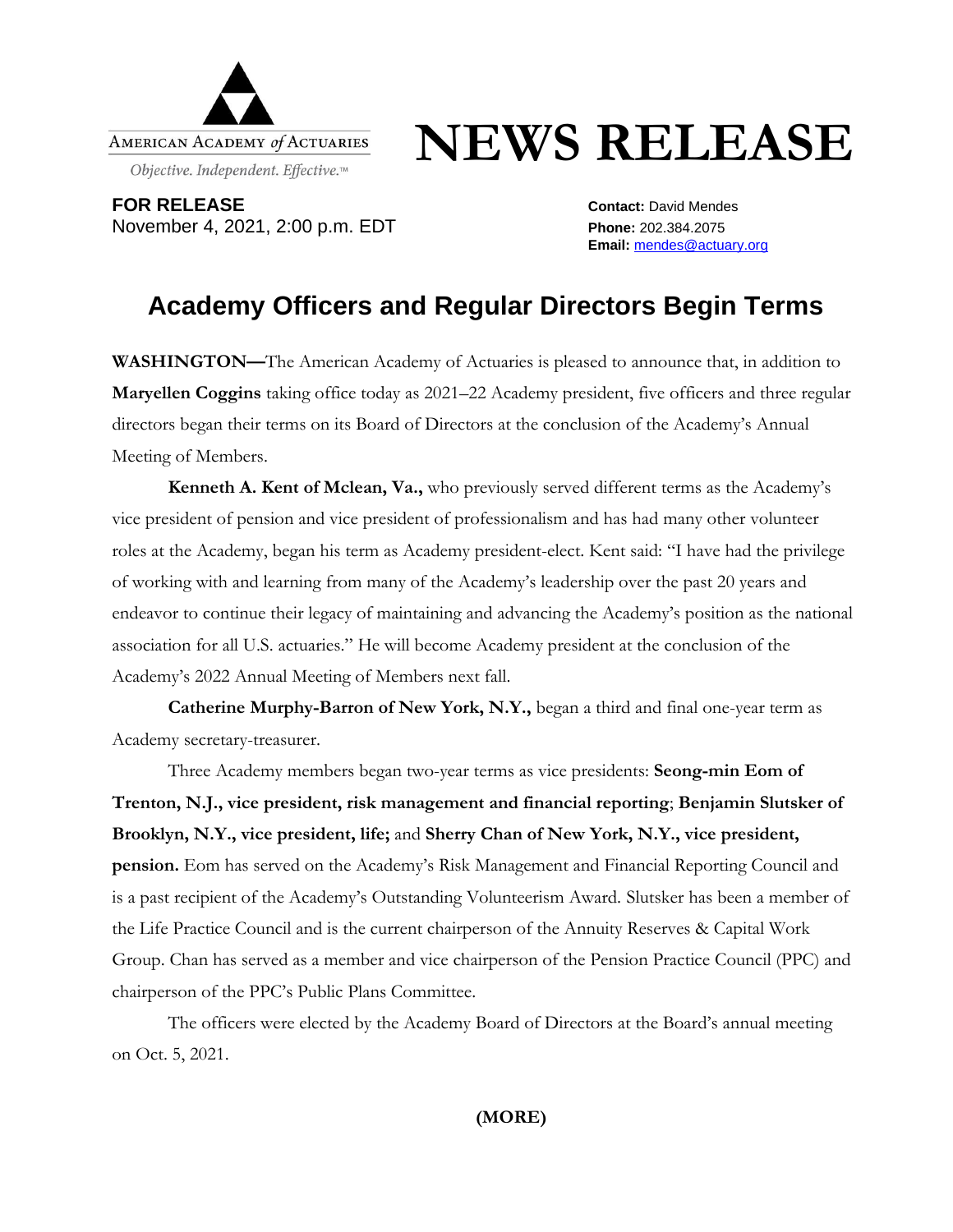AMERICAN ACADEMY *of* ACTUARIES

*Objective. Independent. Effective.™*

# NEWS RELEASE

**FOR RELEASE**
November 4, 2021, 2:00 p.m. EDT

**Contact:** David Mendes
**Phone:** 202.384.2075
**Email:** mendes@actuary.org

## Academy Officers and Regular Directors Begin Terms

**WASHINGTON—**The American Academy of Actuaries is pleased to announce that, in addition to **Maryellen Coggins** taking office today as 2021–22 Academy president, five officers and three regular directors began their terms on its Board of Directors at the conclusion of the Academy's Annual Meeting of Members.

**Kenneth A. Kent of Mclean, Va.,** who previously served different terms as the Academy's vice president of pension and vice president of professionalism and has had many other volunteer roles at the Academy, began his term as Academy president-elect. Kent said: "I have had the privilege of working with and learning from many of the Academy's leadership over the past 20 years and endeavor to continue their legacy of maintaining and advancing the Academy's position as the national association for all U.S. actuaries." He will become Academy president at the conclusion of the Academy's 2022 Annual Meeting of Members next fall.

**Catherine Murphy-Barron of New York, N.Y.,** began a third and final one-year term as Academy secretary-treasurer.

Three Academy members began two-year terms as vice presidents: **Seong-min Eom of Trenton, N.J., vice president, risk management and financial reporting**; **Benjamin Slutsker of Brooklyn, N.Y., vice president, life;** and **Sherry Chan of New York, N.Y., vice president, pension.** Eom has served on the Academy's Risk Management and Financial Reporting Council and is a past recipient of the Academy's Outstanding Volunteerism Award. Slutsker has been a member of the Life Practice Council and is the current chairperson of the Annuity Reserves & Capital Work Group. Chan has served as a member and vice chairperson of the Pension Practice Council (PPC) and chairperson of the PPC's Public Plans Committee.

The officers were elected by the Academy Board of Directors at the Board's annual meeting on Oct. 5, 2021.

**(MORE)**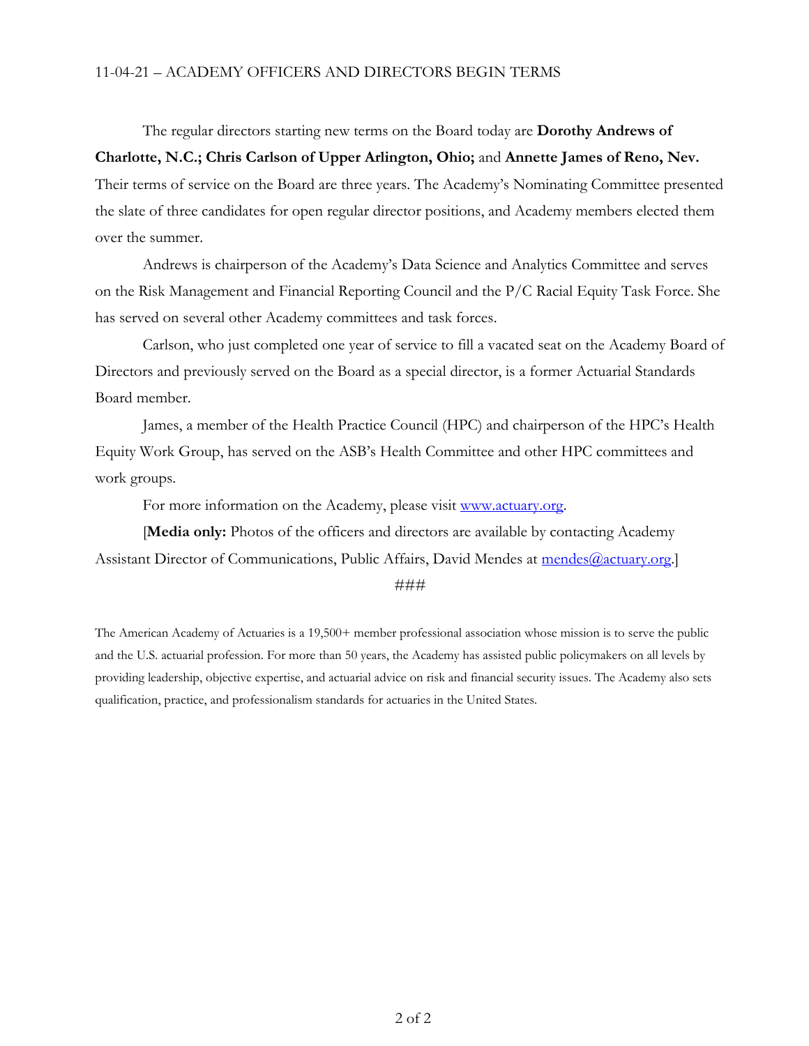11-04-21 – ACADEMY OFFICERS AND DIRECTORS BEGIN TERMS

The regular directors starting new terms on the Board today are **Dorothy Andrews of Charlotte, N.C.; Chris Carlson of Upper Arlington, Ohio;** and **Annette James of Reno, Nev.** Their terms of service on the Board are three years. The Academy's Nominating Committee presented the slate of three candidates for open regular director positions, and Academy members elected them over the summer.

Andrews is chairperson of the Academy's Data Science and Analytics Committee and serves on the Risk Management and Financial Reporting Council and the P/C Racial Equity Task Force. She has served on several other Academy committees and task forces.

Carlson, who just completed one year of service to fill a vacated seat on the Academy Board of Directors and previously served on the Board as a special director, is a former Actuarial Standards Board member.

James, a member of the Health Practice Council (HPC) and chairperson of the HPC's Health Equity Work Group, has served on the ASB's Health Committee and other HPC committees and work groups.

For more information on the Academy, please visit [www.actuary.org](http://www.actuary.org).

[**Media only:** Photos of the officers and directors are available by contacting Academy Assistant Director of Communications, Public Affairs, David Mendes at [mendes@actuary.org](mailto:mendes@actuary.org).]

###

The American Academy of Actuaries is a 19,500+ member professional association whose mission is to serve the public and the U.S. actuarial profession. For more than 50 years, the Academy has assisted public policymakers on all levels by providing leadership, objective expertise, and actuarial advice on risk and financial security issues. The Academy also sets qualification, practice, and professionalism standards for actuaries in the United States.